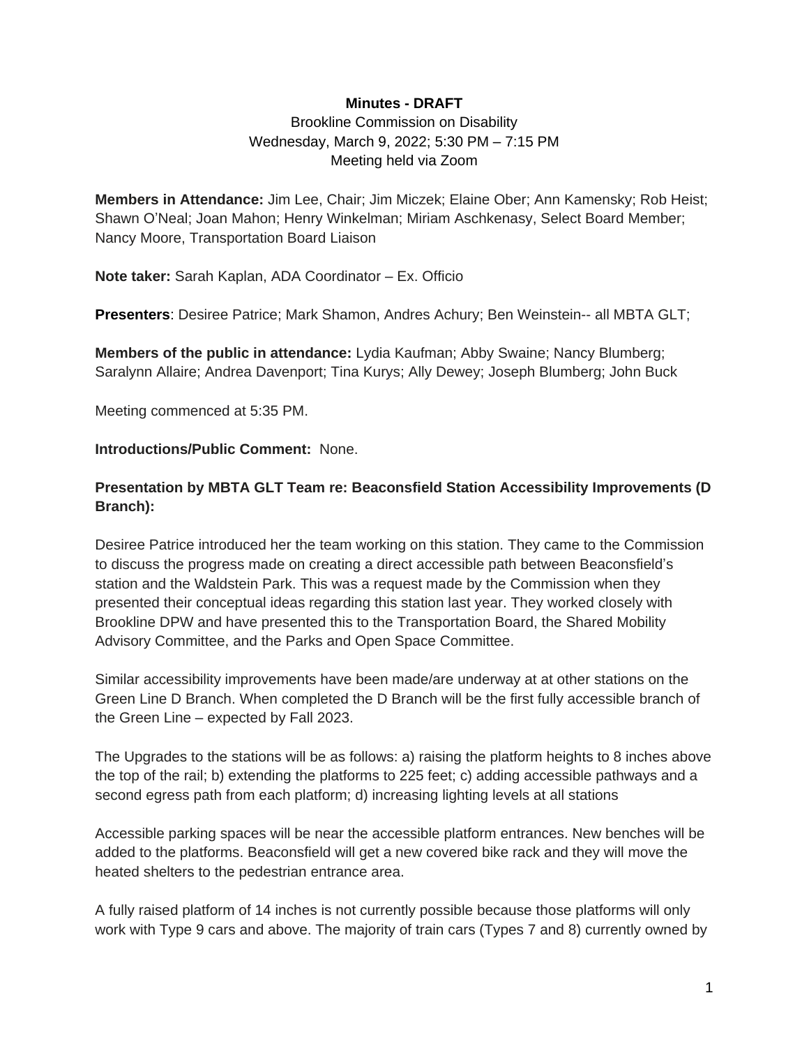**Minutes - DRAFT**

Brookline Commission on Disability
Wednesday, March 9, 2022; 5:30 PM – 7:15 PM
Meeting held via Zoom

**Members in Attendance:** Jim Lee, Chair; Jim Miczek; Elaine Ober; Ann Kamensky; Rob Heist; Shawn O'Neal; Joan Mahon; Henry Winkelman; Miriam Aschkenasy, Select Board Member; Nancy Moore, Transportation Board Liaison

**Note taker:** Sarah Kaplan, ADA Coordinator – Ex. Officio

**Presenters**: Desiree Patrice; Mark Shamon, Andres Achury; Ben Weinstein-- all MBTA GLT;

**Members of the public in attendance:** Lydia Kaufman; Abby Swaine; Nancy Blumberg; Saralynn Allaire; Andrea Davenport; Tina Kurys; Ally Dewey; Joseph Blumberg; John Buck

Meeting commenced at 5:35 PM.

**Introductions/Public Comment:** None.

**Presentation by MBTA GLT Team re: Beaconsfield Station Accessibility Improvements (D Branch):**

Desiree Patrice introduced her the team working on this station. They came to the Commission to discuss the progress made on creating a direct accessible path between Beaconsfield's station and the Waldstein Park. This was a request made by the Commission when they presented their conceptual ideas regarding this station last year. They worked closely with Brookline DPW and have presented this to the Transportation Board, the Shared Mobility Advisory Committee, and the Parks and Open Space Committee.

Similar accessibility improvements have been made/are underway at at other stations on the Green Line D Branch. When completed the D Branch will be the first fully accessible branch of the Green Line – expected by Fall 2023.

The Upgrades to the stations will be as follows: a) raising the platform heights to 8 inches above the top of the rail; b) extending the platforms to 225 feet; c) adding accessible pathways and a second egress path from each platform; d) increasing lighting levels at all stations

Accessible parking spaces will be near the accessible platform entrances. New benches will be added to the platforms. Beaconsfield will get a new covered bike rack and they will move the heated shelters to the pedestrian entrance area.

A fully raised platform of 14 inches is not currently possible because those platforms will only work with Type 9 cars and above. The majority of train cars (Types 7 and 8) currently owned by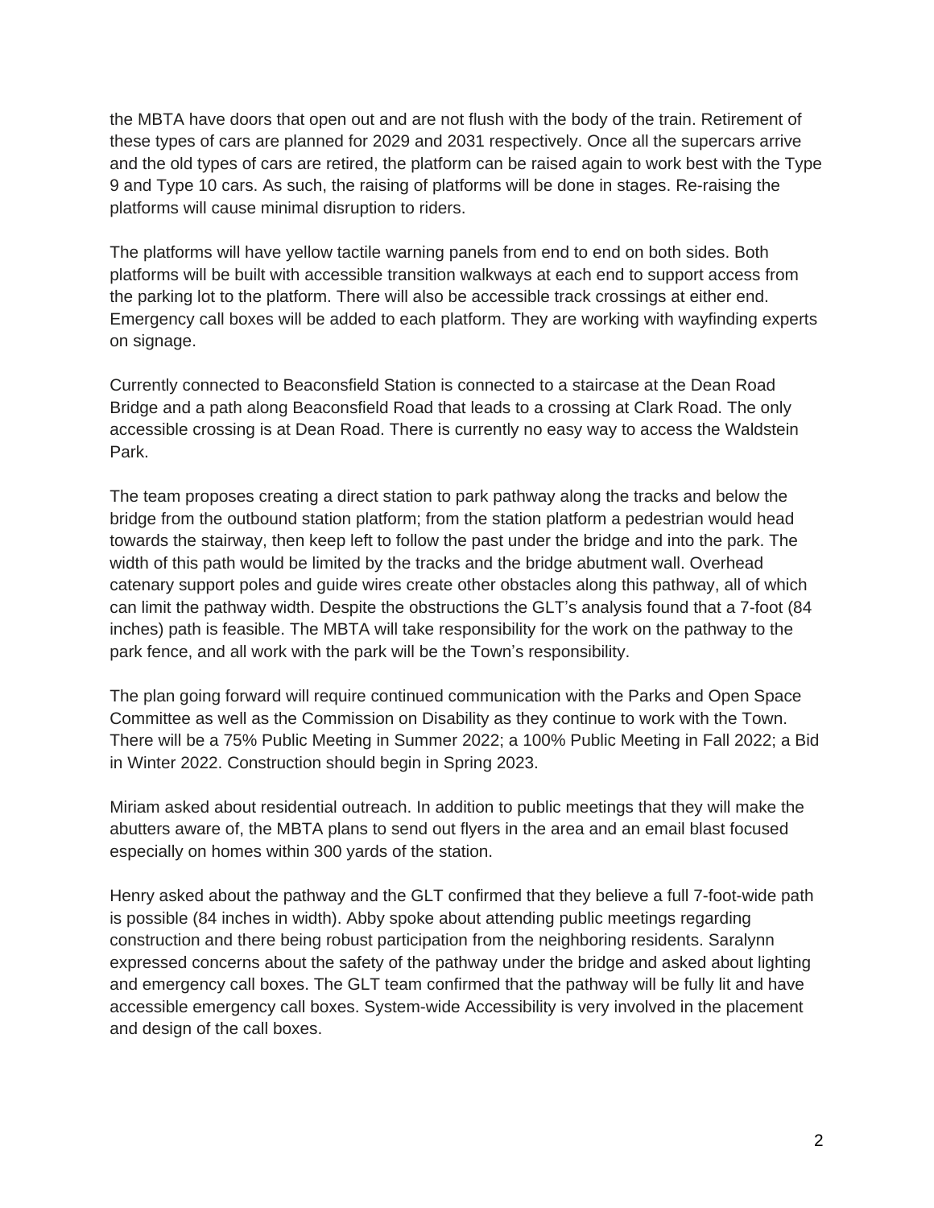the MBTA have doors that open out and are not flush with the body of the train. Retirement of these types of cars are planned for 2029 and 2031 respectively. Once all the supercars arrive and the old types of cars are retired, the platform can be raised again to work best with the Type 9 and Type 10 cars. As such, the raising of platforms will be done in stages. Re-raising the platforms will cause minimal disruption to riders.

The platforms will have yellow tactile warning panels from end to end on both sides. Both platforms will be built with accessible transition walkways at each end to support access from the parking lot to the platform. There will also be accessible track crossings at either end. Emergency call boxes will be added to each platform. They are working with wayfinding experts on signage.

Currently connected to Beaconsfield Station is connected to a staircase at the Dean Road Bridge and a path along Beaconsfield Road that leads to a crossing at Clark Road. The only accessible crossing is at Dean Road. There is currently no easy way to access the Waldstein Park.

The team proposes creating a direct station to park pathway along the tracks and below the bridge from the outbound station platform; from the station platform a pedestrian would head towards the stairway, then keep left to follow the past under the bridge and into the park. The width of this path would be limited by the tracks and the bridge abutment wall. Overhead catenary support poles and guide wires create other obstacles along this pathway, all of which can limit the pathway width. Despite the obstructions the GLT's analysis found that a 7-foot (84 inches) path is feasible. The MBTA will take responsibility for the work on the pathway to the park fence, and all work with the park will be the Town's responsibility.

The plan going forward will require continued communication with the Parks and Open Space Committee as well as the Commission on Disability as they continue to work with the Town. There will be a 75% Public Meeting in Summer 2022; a 100% Public Meeting in Fall 2022; a Bid in Winter 2022. Construction should begin in Spring 2023.

Miriam asked about residential outreach. In addition to public meetings that they will make the abutters aware of, the MBTA plans to send out flyers in the area and an email blast focused especially on homes within 300 yards of the station.

Henry asked about the pathway and the GLT confirmed that they believe a full 7-foot-wide path is possible (84 inches in width). Abby spoke about attending public meetings regarding construction and there being robust participation from the neighboring residents. Saralynn expressed concerns about the safety of the pathway under the bridge and asked about lighting and emergency call boxes. The GLT team confirmed that the pathway will be fully lit and have accessible emergency call boxes. System-wide Accessibility is very involved in the placement and design of the call boxes.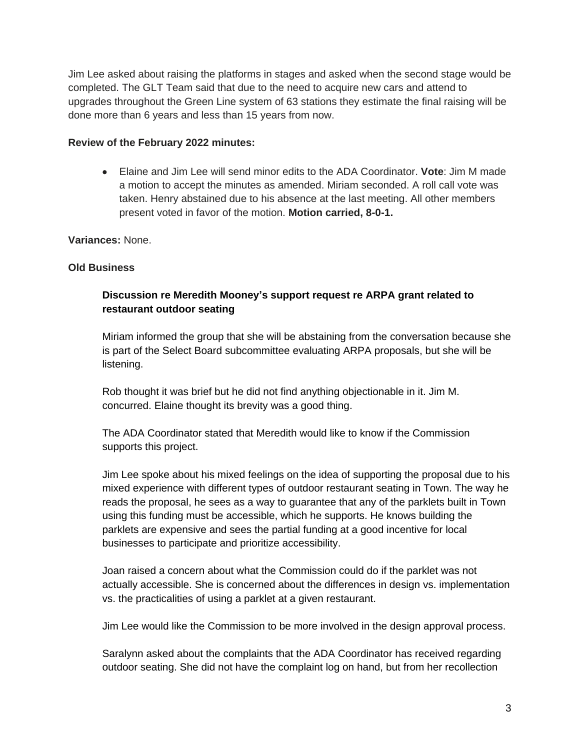Jim Lee asked about raising the platforms in stages and asked when the second stage would be completed. The GLT Team said that due to the need to acquire new cars and attend to upgrades throughout the Green Line system of 63 stations they estimate the final raising will be done more than 6 years and less than 15 years from now.

**Review of the February 2022 minutes:**

- Elaine and Jim Lee will send minor edits to the ADA Coordinator. **Vote**: Jim M made a motion to accept the minutes as amended. Miriam seconded. A roll call vote was taken. Henry abstained due to his absence at the last meeting. All other members present voted in favor of the motion. **Motion carried, 8-0-1.**

**Variances:** None.

**Old Business**

**Discussion re Meredith Mooney's support request re ARPA grant related to restaurant outdoor seating**

Miriam informed the group that she will be abstaining from the conversation because she is part of the Select Board subcommittee evaluating ARPA proposals, but she will be listening.

Rob thought it was brief but he did not find anything objectionable in it. Jim M. concurred. Elaine thought its brevity was a good thing.

The ADA Coordinator stated that Meredith would like to know if the Commission supports this project.

Jim Lee spoke about his mixed feelings on the idea of supporting the proposal due to his mixed experience with different types of outdoor restaurant seating in Town. The way he reads the proposal, he sees as a way to guarantee that any of the parklets built in Town using this funding must be accessible, which he supports. He knows building the parklets are expensive and sees the partial funding at a good incentive for local businesses to participate and prioritize accessibility.

Joan raised a concern about what the Commission could do if the parklet was not actually accessible. She is concerned about the differences in design vs. implementation vs. the practicalities of using a parklet at a given restaurant.

Jim Lee would like the Commission to be more involved in the design approval process.

Saralynn asked about the complaints that the ADA Coordinator has received regarding outdoor seating. She did not have the complaint log on hand, but from her recollection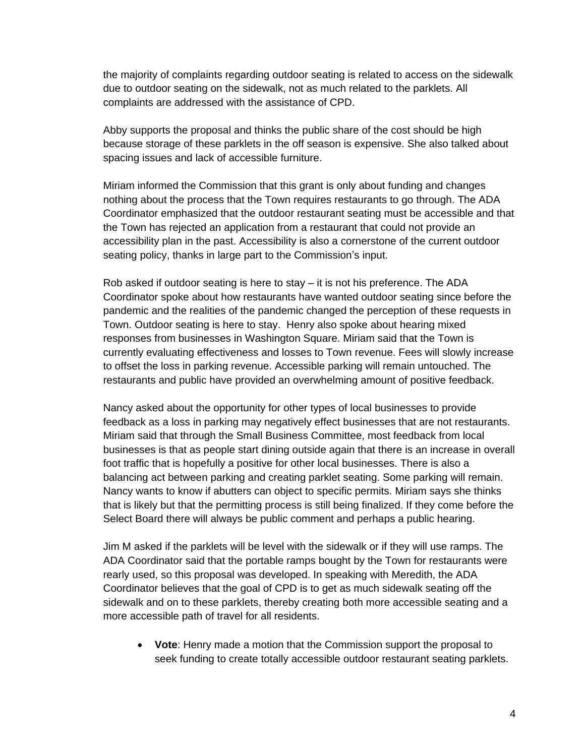the majority of complaints regarding outdoor seating is related to access on the sidewalk due to outdoor seating on the sidewalk, not as much related to the parklets. All complaints are addressed with the assistance of CPD.

Abby supports the proposal and thinks the public share of the cost should be high because storage of these parklets in the off season is expensive. She also talked about spacing issues and lack of accessible furniture.

Miriam informed the Commission that this grant is only about funding and changes nothing about the process that the Town requires restaurants to go through. The ADA Coordinator emphasized that the outdoor restaurant seating must be accessible and that the Town has rejected an application from a restaurant that could not provide an accessibility plan in the past. Accessibility is also a cornerstone of the current outdoor seating policy, thanks in large part to the Commission's input.

Rob asked if outdoor seating is here to stay – it is not his preference. The ADA Coordinator spoke about how restaurants have wanted outdoor seating since before the pandemic and the realities of the pandemic changed the perception of these requests in Town. Outdoor seating is here to stay. Henry also spoke about hearing mixed responses from businesses in Washington Square. Miriam said that the Town is currently evaluating effectiveness and losses to Town revenue. Fees will slowly increase to offset the loss in parking revenue. Accessible parking will remain untouched. The restaurants and public have provided an overwhelming amount of positive feedback.

Nancy asked about the opportunity for other types of local businesses to provide feedback as a loss in parking may negatively effect businesses that are not restaurants. Miriam said that through the Small Business Committee, most feedback from local businesses is that as people start dining outside again that there is an increase in overall foot traffic that is hopefully a positive for other local businesses. There is also a balancing act between parking and creating parklet seating. Some parking will remain. Nancy wants to know if abutters can object to specific permits. Miriam says she thinks that is likely but that the permitting process is still being finalized. If they come before the Select Board there will always be public comment and perhaps a public hearing.

Jim M asked if the parklets will be level with the sidewalk or if they will use ramps. The ADA Coordinator said that the portable ramps bought by the Town for restaurants were rearly used, so this proposal was developed. In speaking with Meredith, the ADA Coordinator believes that the goal of CPD is to get as much sidewalk seating off the sidewalk and on to these parklets, thereby creating both more accessible seating and a more accessible path of travel for all residents.

- **Vote**: Henry made a motion that the Commission support the proposal to seek funding to create totally accessible outdoor restaurant seating parklets.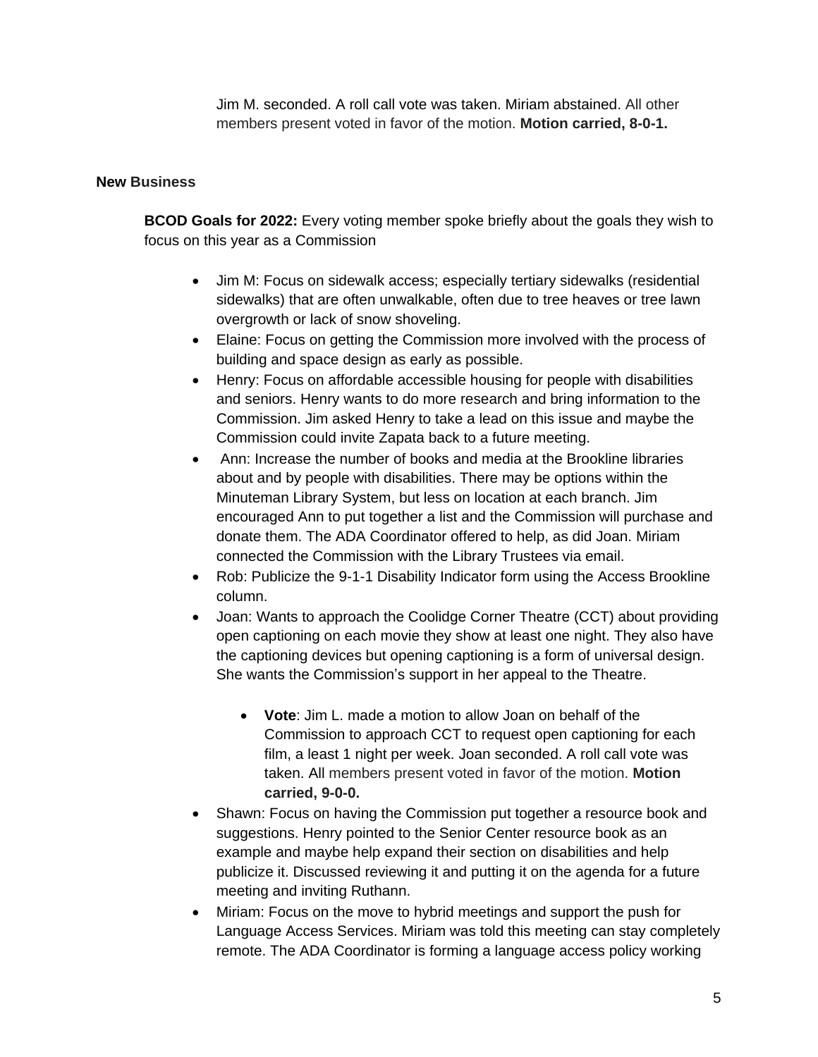Jim M. seconded. A roll call vote was taken. Miriam abstained. All other members present voted in favor of the motion. **Motion carried, 8-0-1.**

**New Business**

**BCOD Goals for 2022:** Every voting member spoke briefly about the goals they wish to focus on this year as a Commission

- Jim M: Focus on sidewalk access; especially tertiary sidewalks (residential sidewalks) that are often unwalkable, often due to tree heaves or tree lawn overgrowth or lack of snow shoveling.
- Elaine: Focus on getting the Commission more involved with the process of building and space design as early as possible.
- Henry: Focus on affordable accessible housing for people with disabilities and seniors. Henry wants to do more research and bring information to the Commission. Jim asked Henry to take a lead on this issue and maybe the Commission could invite Zapata back to a future meeting.
- Ann: Increase the number of books and media at the Brookline libraries about and by people with disabilities. There may be options within the Minuteman Library System, but less on location at each branch. Jim encouraged Ann to put together a list and the Commission will purchase and donate them. The ADA Coordinator offered to help, as did Joan. Miriam connected the Commission with the Library Trustees via email.
- Rob: Publicize the 9-1-1 Disability Indicator form using the Access Brookline column.
- Joan: Wants to approach the Coolidge Corner Theatre (CCT) about providing open captioning on each movie they show at least one night. They also have the captioning devices but opening captioning is a form of universal design. She wants the Commission's support in her appeal to the Theatre.
  - **Vote**: Jim L. made a motion to allow Joan on behalf of the Commission to approach CCT to request open captioning for each film, a least 1 night per week. Joan seconded. A roll call vote was taken. All members present voted in favor of the motion. **Motion carried, 9-0-0.**
- Shawn: Focus on having the Commission put together a resource book and suggestions. Henry pointed to the Senior Center resource book as an example and maybe help expand their section on disabilities and help publicize it. Discussed reviewing it and putting it on the agenda for a future meeting and inviting Ruthann.
- Miriam: Focus on the move to hybrid meetings and support the push for Language Access Services. Miriam was told this meeting can stay completely remote. The ADA Coordinator is forming a language access policy working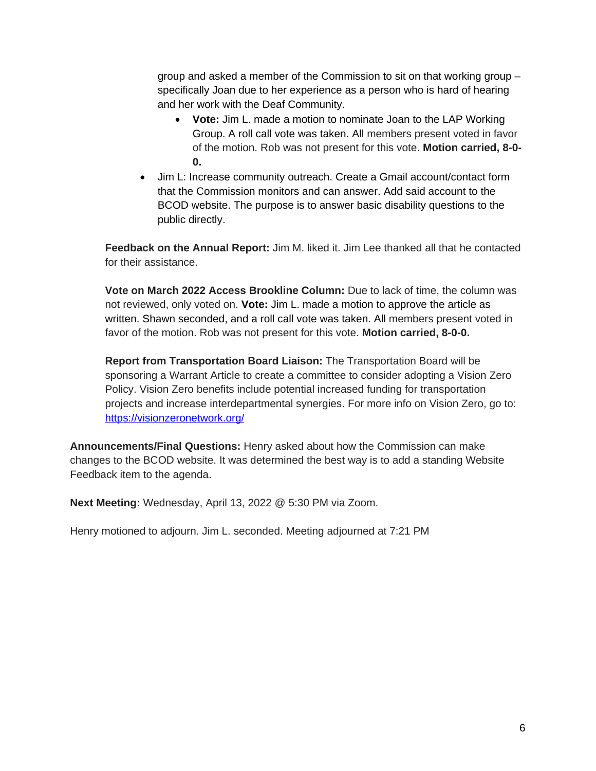group and asked a member of the Commission to sit on that working group – specifically Joan due to her experience as a person who is hard of hearing and her work with the Deaf Community.

  - **Vote:** Jim L. made a motion to nominate Joan to the LAP Working Group. A roll call vote was taken. All members present voted in favor of the motion. Rob was not present for this vote. **Motion carried, 8-0-0.**

- Jim L: Increase community outreach. Create a Gmail account/contact form that the Commission monitors and can answer. Add said account to the BCOD website. The purpose is to answer basic disability questions to the public directly.

**Feedback on the Annual Report:** Jim M. liked it. Jim Lee thanked all that he contacted for their assistance.

**Vote on March 2022 Access Brookline Column:** Due to lack of time, the column was not reviewed, only voted on. **Vote:** Jim L. made a motion to approve the article as written. Shawn seconded, and a roll call vote was taken. All members present voted in favor of the motion. Rob was not present for this vote. **Motion carried, 8-0-0.**

**Report from Transportation Board Liaison:** The Transportation Board will be sponsoring a Warrant Article to create a committee to consider adopting a Vision Zero Policy. Vision Zero benefits include potential increased funding for transportation projects and increase interdepartmental synergies. For more info on Vision Zero, go to: https://visionzeronetwork.org/

**Announcements/Final Questions:** Henry asked about how the Commission can make changes to the BCOD website. It was determined the best way is to add a standing Website Feedback item to the agenda.

**Next Meeting:** Wednesday, April 13, 2022 @ 5:30 PM via Zoom.

Henry motioned to adjourn. Jim L. seconded. Meeting adjourned at 7:21 PM